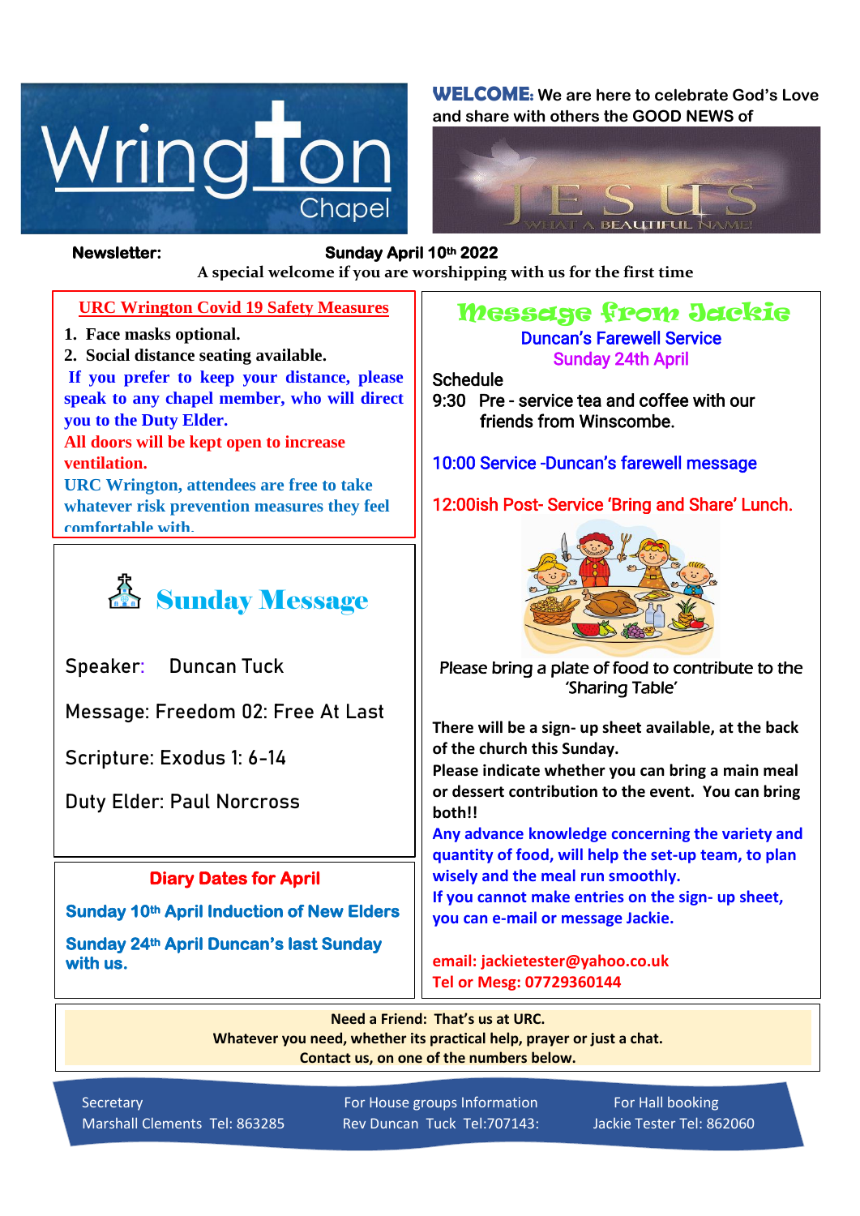# Wrington Chapel

**WELCOME:** We are here to celebrate God's Love and share with others the GOOD NEWS of

JESUS — WHAT A BEAUTIFUL NAME!

**Newsletter:** **Sunday April 10th 2022**

**A special welcome if you are worshipping with us for the first time**

## URC Wrington Covid 19 Safety Measures

1. **Face masks optional.**
2. **Social distance seating available.**

**If you prefer to keep your distance, please speak to any chapel member, who will direct you to the Duty Elder.**

**All doors will be kept open to increase ventilation.**

**URC Wrington, attendees are free to take whatever risk prevention measures they feel comfortable with.**

## Sunday Message

Speaker: Duncan Tuck

Message: Freedom 02: Free At Last

Scripture: Exodus 1: 6-14

Duty Elder: Paul Norcross

## Diary Dates for April

**Sunday 10th April Induction of New Elders**

**Sunday 24th April Duncan's last Sunday with us.**

## Message from Jackie

### Duncan's Farewell Service
### Sunday 24th April

Schedule

9:30 Pre - service tea and coffee with our friends from Winscombe.

10:00 Service -Duncan's farewell message

12:00ish Post- Service 'Bring and Share' Lunch.

Please bring a plate of food to contribute to the 'Sharing Table'

**There will be a sign- up sheet available, at the back of the church this Sunday.**
**Please indicate whether you can bring a main meal or dessert contribution to the event. You can bring both!!**
**Any advance knowledge concerning the variety and quantity of food, will help the set-up team, to plan wisely and the meal run smoothly.**
**If you cannot make entries on the sign- up sheet, you can e-mail or message Jackie.**

**email: jackietester@yahoo.co.uk**
**Tel or Mesg: 07729360144**

**Need a Friend: That's us at URC.**
**Whatever you need, whether its practical help, prayer or just a chat.**
**Contact us, on one of the numbers below.**

Secretary
Marshall Clements Tel: 863285

For House groups Information
Rev Duncan Tuck Tel:707143:

For Hall booking
Jackie Tester Tel: 862060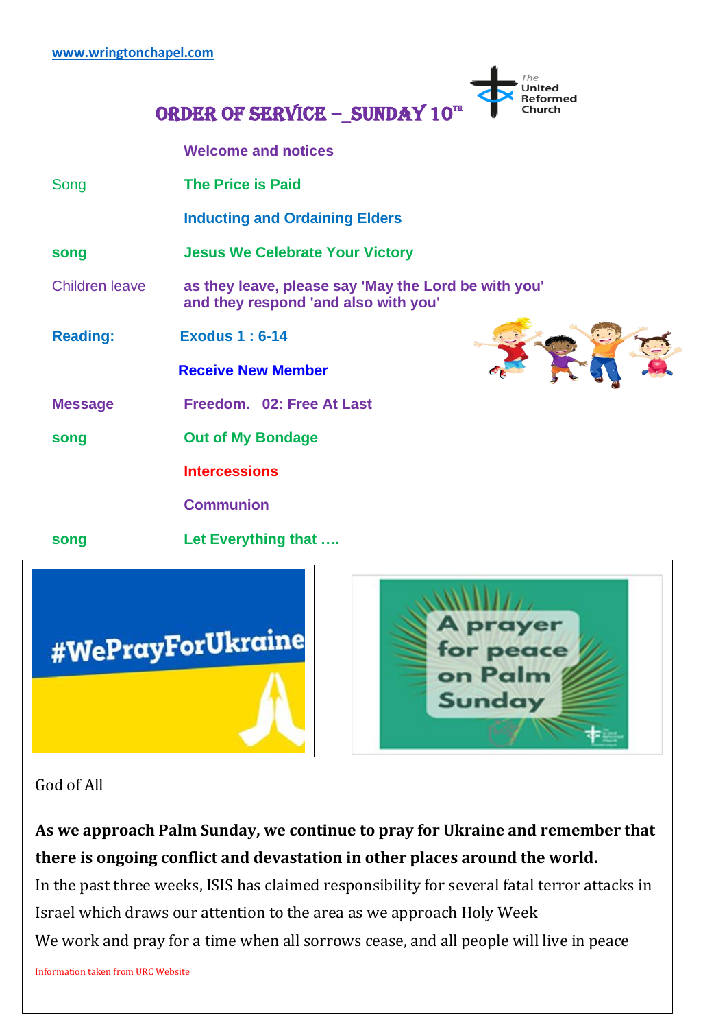www.wringtonchapel.com

# ORDER OF SERVICE –_SUNDAY 10TH

The United Reformed Church

| | |
|---|---|
| | Welcome and notices |
| Song | The Price is Paid |
| | Inducting and Ordaining Elders |
| song | Jesus We Celebrate Your Victory |
| Children leave | as they leave, please say 'May the Lord be with you' and they respond 'and also with you' |
| Reading: | Exodus 1 : 6-14 |
| | Receive New Member |
| Message | Freedom. 02: Free At Last |
| song | Out of My Bondage |
| | Intercessions |
| | Communion |
| song | Let Everything that …. |

#WePrayForUkraine

A prayer for peace on Palm Sunday

God of All

**As we approach Palm Sunday, we continue to pray for Ukraine and remember that there is ongoing conflict and devastation in other places around the world.**

In the past three weeks, ISIS has claimed responsibility for several fatal terror attacks in Israel which draws our attention to the area as we approach Holy Week

We work and pray for a time when all sorrows cease, and all people will live in peace

Information taken from URC Website